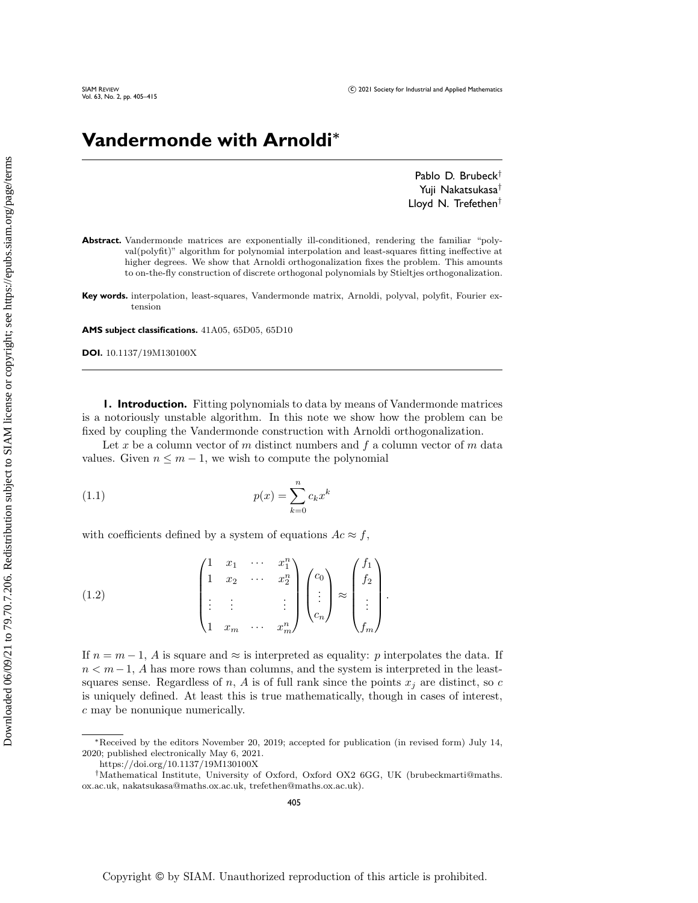# Vandermonde with Arnoldi*

Pablo D. Brubeck†
Yuji Nakatsukasa†
Lloyd N. Trefethen†

**Abstract.** Vandermonde matrices are exponentially ill-conditioned, rendering the familiar "polyval(polyfit)" algorithm for polynomial interpolation and least-squares fitting ineffective at higher degrees. We show that Arnoldi orthogonalization fixes the problem. This amounts to on-the-fly construction of discrete orthogonal polynomials by Stieltjes orthogonalization.

**Key words.** interpolation, least-squares, Vandermonde matrix, Arnoldi, polyval, polyfit, Fourier extension

**AMS subject classifications.** 41A05, 65D05, 65D10

**DOI.** 10.1137/19M130100X

## 1. Introduction.

Fitting polynomials to data by means of Vandermonde matrices is a notoriously unstable algorithm. In this note we show how the problem can be fixed by coupling the Vandermonde construction with Arnoldi orthogonalization.

Let $x$ be a column vector of $m$ distinct numbers and $f$ a column vector of $m$ data values. Given $n \le m-1$, we wish to compute the polynomial

$$p(x) = \sum_{k=0}^{n} c_k x^k \tag{1.1}$$

with coefficients defined by a system of equations $Ac \approx f$,

$$\begin{pmatrix} 1 & x_1 & \cdots & x_1^n \\ 1 & x_2 & \cdots & x_2^n \\ \vdots & \vdots & & \vdots \\ 1 & x_m & \cdots & x_m^n \end{pmatrix} \begin{pmatrix} c_0 \\ \vdots \\ c_n \end{pmatrix} \approx \begin{pmatrix} f_1 \\ f_2 \\ \vdots \\ f_m \end{pmatrix}. \tag{1.2}$$

If $n = m-1$, $A$ is square and $\approx$ is interpreted as equality: $p$ interpolates the data. If $n < m-1$, $A$ has more rows than columns, and the system is interpreted in the least-squares sense. Regardless of $n$, $A$ is of full rank since the points $x_j$ are distinct, so $c$ is uniquely defined. At least this is true mathematically, though in cases of interest, $c$ may be nonunique numerically.

*Received by the editors November 20, 2019; accepted for publication (in revised form) July 14, 2020; published electronically May 6, 2021.
https://doi.org/10.1137/19M130100X

†Mathematical Institute, University of Oxford, Oxford OX2 6GG, UK (brubeckmarti@maths.ox.ac.uk, nakatsukasa@maths.ox.ac.uk, trefethen@maths.ox.ac.uk).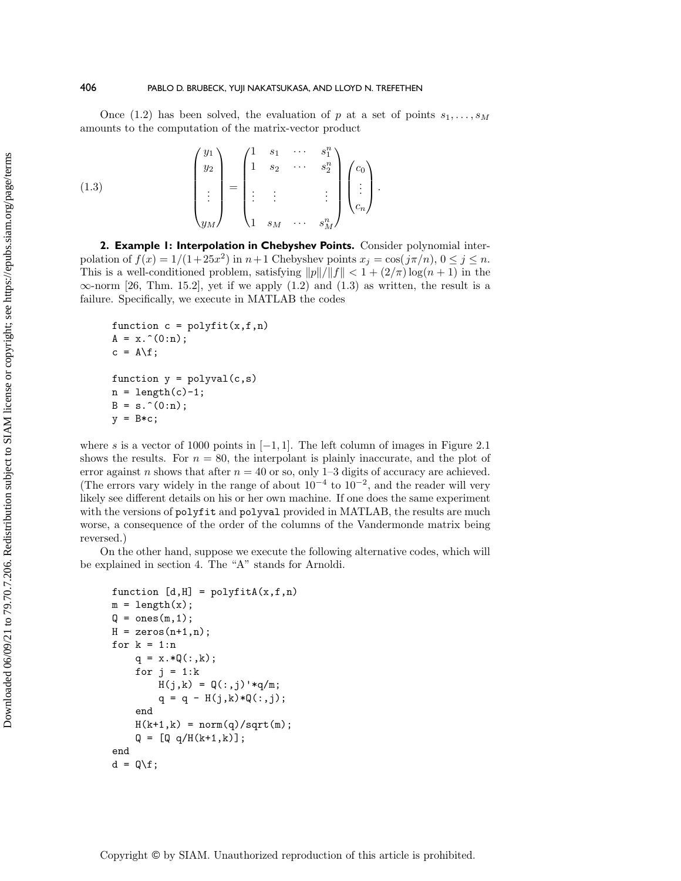Once (1.2) has been solved, the evaluation of $p$ at a set of points $s_1, \ldots, s_M$ amounts to the computation of the matrix-vector product

$$
\begin{pmatrix} y_1 \\ y_2 \\ \\ \vdots \\ \\ y_M \end{pmatrix} = \begin{pmatrix} 1 & s_1 & \cdots & s_1^n \\ 1 & s_2 & \cdots & s_2^n \\ \\ \vdots & \vdots & & \vdots \\ \\ 1 & s_M & \cdots & s_M^n \end{pmatrix} \begin{pmatrix} c_0 \\ \vdots \\ c_n \end{pmatrix}. \tag{1.3}
$$

## 2. Example 1: Interpolation in Chebyshev Points.

Consider polynomial interpolation of $f(x) = 1/(1+25x^2)$ in $n+1$ Chebyshev points $x_j = \cos(j\pi/n)$, $0 \le j \le n$. This is a well-conditioned problem, satisfying $\|p\|/\|f\| < 1 + (2/\pi)\log(n+1)$ in the $\infty$-norm [26, Thm. 15.2], yet if we apply (1.2) and (1.3) as written, the result is a failure. Specifically, we execute in MATLAB the codes

```
function c = polyfit(x,f,n)
A = x.^(0:n);
c = A\f;

function y = polyval(c,s)
n = length(c)-1;
B = s.^(0:n);
y = B*c;
```

where $s$ is a vector of 1000 points in $[-1, 1]$. The left column of images in Figure 2.1 shows the results. For $n = 80$, the interpolant is plainly inaccurate, and the plot of error against $n$ shows that after $n = 40$ or so, only 1–3 digits of accuracy are achieved. (The errors vary widely in the range of about $10^{-4}$ to $10^{-2}$, and the reader will very likely see different details on his or her own machine. If one does the same experiment with the versions of polyfit and polyval provided in MATLAB, the results are much worse, a consequence of the order of the columns of the Vandermonde matrix being reversed.)

On the other hand, suppose we execute the following alternative codes, which will be explained in section 4. The "A" stands for Arnoldi.

```
function [d,H] = polyfitA(x,f,n)
m = length(x);
Q = ones(m,1);
H = zeros(n+1,n);
for k = 1:n
    q = x.*Q(:,k);
    for j = 1:k
        H(j,k) = Q(:,j)'*q/m;
        q = q - H(j,k)*Q(:,j);
    end
    H(k+1,k) = norm(q)/sqrt(m);
    Q = [Q q/H(k+1,k)];
end
d = Q\f;
```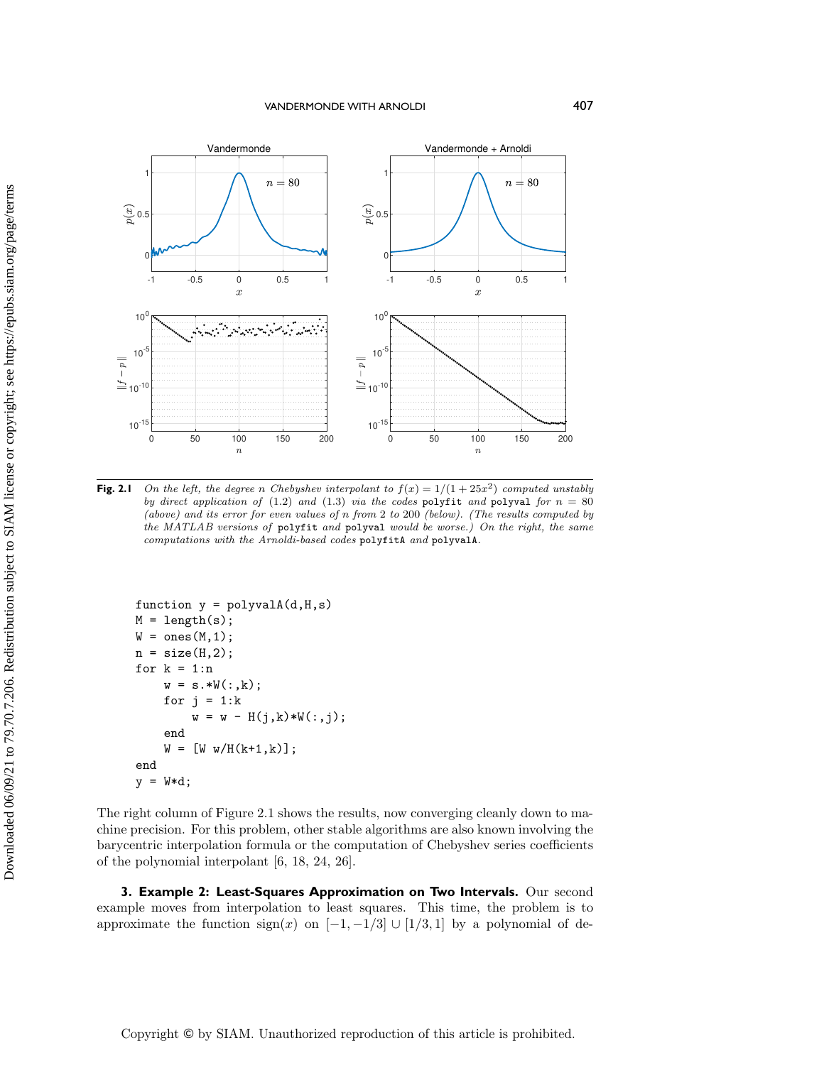**Fig. 2.1** *On the left, the degree $n$ Chebyshev interpolant to $f(x) = 1/(1 + 25x^2)$ computed unstably by direct application of (1.2) and (1.3) via the codes* `polyfit` *and* `polyval` *for $n = 80$ (above) and its error for even values of $n$ from 2 to 200 (below). (The results computed by the MATLAB versions of* `polyfit` *and* `polyval` *would be worse.) On the right, the same computations with the Arnoldi-based codes* `polyfitA` *and* `polyvalA`*.*

```
function y = polyvalA(d,H,s)
M = length(s);
W = ones(M,1);
n = size(H,2);
for k = 1:n
    w = s.*W(:,k);
    for j = 1:k
        w = w - H(j,k)*W(:,j);
    end
    W = [W w/H(k+1,k)];
end
y = W*d;
```

The right column of Figure 2.1 shows the results, now converging cleanly down to machine precision. For this problem, other stable algorithms are also known involving the barycentric interpolation formula or the computation of Chebyshev series coefficients of the polynomial interpolant [6, 18, 24, 26].

## 3. Example 2: Least-Squares Approximation on Two Intervals.

Our second example moves from interpolation to least squares. This time, the problem is to approximate the function $\text{sign}(x)$ on $[-1, -1/3] \cup [1/3, 1]$ by a polynomial of de-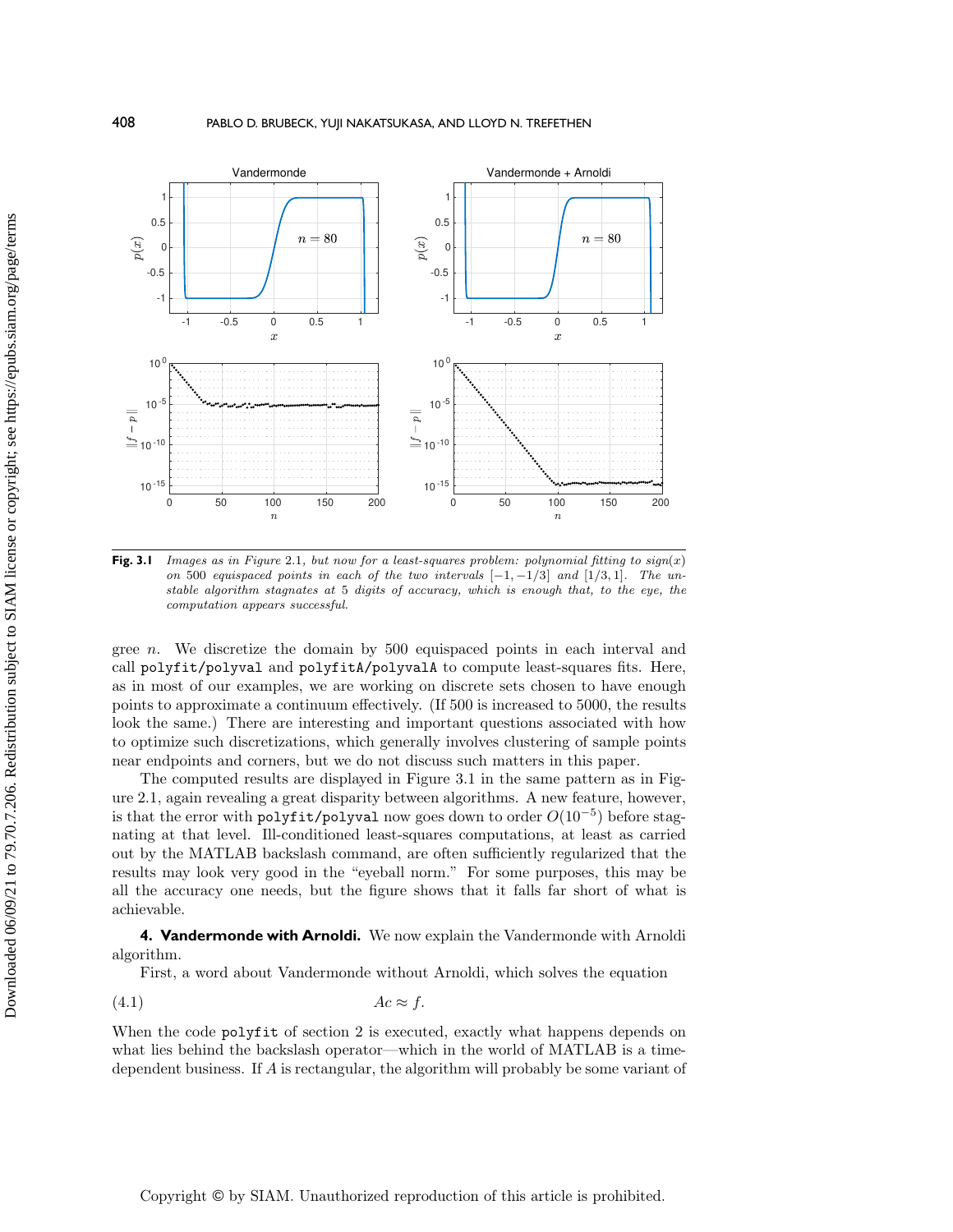**Fig. 3.1** *Images as in Figure 2.1, but now for a least-squares problem: polynomial fitting to sign($x$) on 500 equispaced points in each of the two intervals $[-1,-1/3]$ and $[1/3,1]$. The unstable algorithm stagnates at 5 digits of accuracy, which is enough that, to the eye, the computation appears successful.*

gree $n$. We discretize the domain by 500 equispaced points in each interval and call `polyfit/polyval` and `polyfitA/polyvalA` to compute least-squares fits. Here, as in most of our examples, we are working on discrete sets chosen to have enough points to approximate a continuum effectively. (If 500 is increased to 5000, the results look the same.) There are interesting and important questions associated with how to optimize such discretizations, which generally involves clustering of sample points near endpoints and corners, but we do not discuss such matters in this paper.

The computed results are displayed in Figure 3.1 in the same pattern as in Figure 2.1, again revealing a great disparity between algorithms. A new feature, however, is that the error with `polyfit/polyval` now goes down to order $O(10^{-5})$ before stagnating at that level. Ill-conditioned least-squares computations, at least as carried out by the MATLAB backslash command, are often sufficiently regularized that the results may look very good in the "eyeball norm." For some purposes, this may be all the accuracy one needs, but the figure shows that it falls far short of what is achievable.

## 4. Vandermonde with Arnoldi.

We now explain the Vandermonde with Arnoldi algorithm.

First, a word about Vandermonde without Arnoldi, which solves the equation

$$Ac \approx f. \tag{4.1}$$

When the code `polyfit` of section 2 is executed, exactly what happens depends on what lies behind the backslash operator—which in the world of MATLAB is a time-dependent business. If $A$ is rectangular, the algorithm will probably be some variant of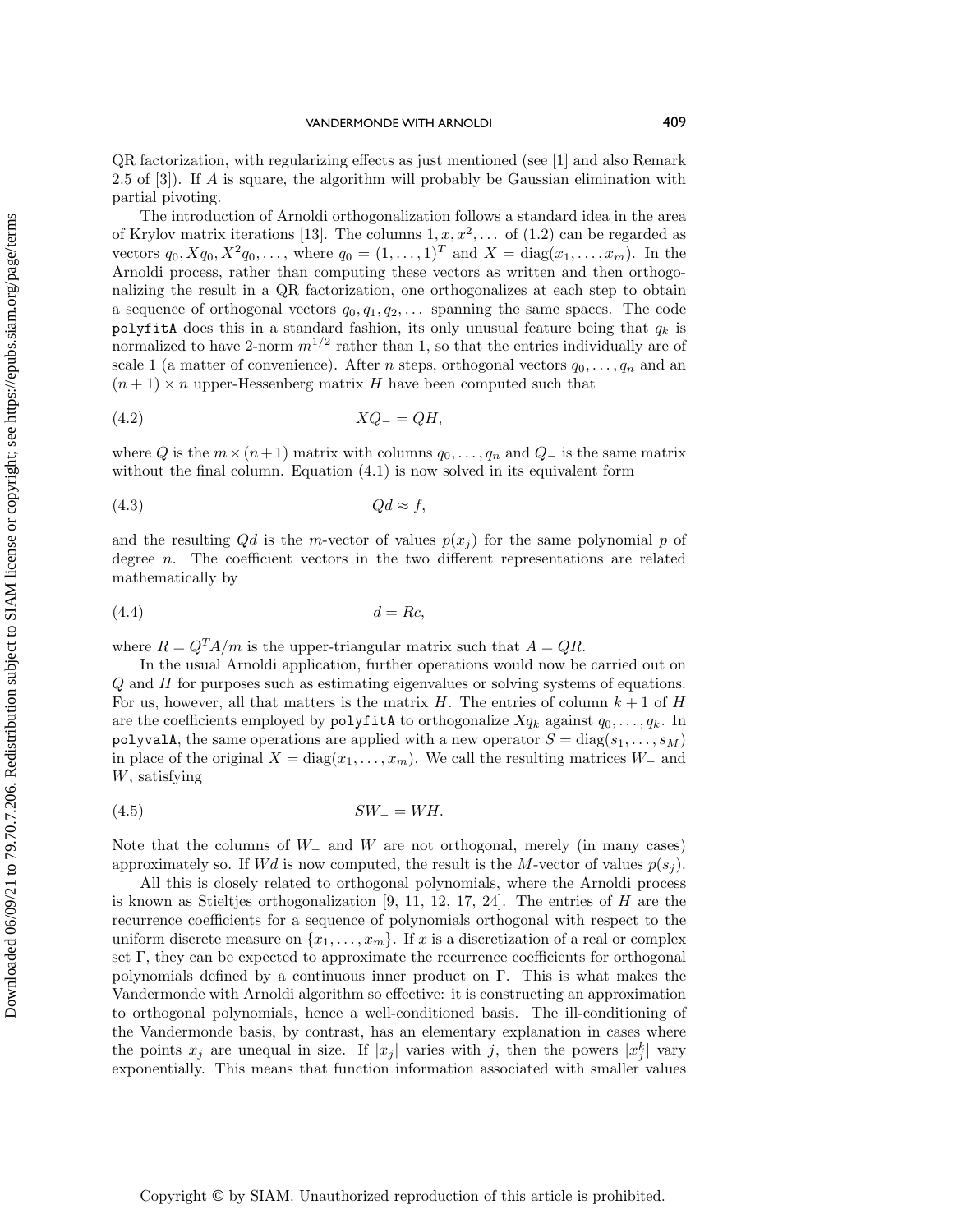QR factorization, with regularizing effects as just mentioned (see [1] and also Remark 2.5 of [3]). If $A$ is square, the algorithm will probably be Gaussian elimination with partial pivoting.

The introduction of Arnoldi orthogonalization follows a standard idea in the area of Krylov matrix iterations [13]. The columns $1, x, x^2, \ldots$ of (1.2) can be regarded as vectors $q_0, Xq_0, X^2q_0, \ldots$, where $q_0 = (1, \ldots, 1)^T$ and $X = \mathrm{diag}(x_1, \ldots, x_m)$. In the Arnoldi process, rather than computing these vectors as written and then orthogonalizing the result in a QR factorization, one orthogonalizes at each step to obtain a sequence of orthogonal vectors $q_0, q_1, q_2, \ldots$ spanning the same spaces. The code `polyfitA` does this in a standard fashion, its only unusual feature being that $q_k$ is normalized to have 2-norm $m^{1/2}$ rather than 1, so that the entries individually are of scale 1 (a matter of convenience). After $n$ steps, orthogonal vectors $q_0, \ldots, q_n$ and an $(n+1) \times n$ upper-Hessenberg matrix $H$ have been computed such that

$$XQ_- = QH, \tag{4.2}$$

where $Q$ is the $m \times (n+1)$ matrix with columns $q_0, \ldots, q_n$ and $Q_-$ is the same matrix without the final column. Equation (4.1) is now solved in its equivalent form

$$Qd \approx f, \tag{4.3}$$

and the resulting $Qd$ is the $m$-vector of values $p(x_j)$ for the same polynomial $p$ of degree $n$. The coefficient vectors in the two different representations are related mathematically by

$$d = Rc, \tag{4.4}$$

where $R = Q^T A/m$ is the upper-triangular matrix such that $A = QR$.

In the usual Arnoldi application, further operations would now be carried out on $Q$ and $H$ for purposes such as estimating eigenvalues or solving systems of equations. For us, however, all that matters is the matrix $H$. The entries of column $k+1$ of $H$ are the coefficients employed by `polyfitA` to orthogonalize $Xq_k$ against $q_0, \ldots, q_k$. In `polyvalA`, the same operations are applied with a new operator $S = \mathrm{diag}(s_1, \ldots, s_M)$ in place of the original $X = \mathrm{diag}(x_1, \ldots, x_m)$. We call the resulting matrices $W_-$ and $W$, satisfying

$$SW_- = WH. \tag{4.5}$$

Note that the columns of $W_-$ and $W$ are not orthogonal, merely (in many cases) approximately so. If $Wd$ is now computed, the result is the $M$-vector of values $p(s_j)$.

All this is closely related to orthogonal polynomials, where the Arnoldi process is known as Stieltjes orthogonalization [9, 11, 12, 17, 24]. The entries of $H$ are the recurrence coefficients for a sequence of polynomials orthogonal with respect to the uniform discrete measure on $\{x_1, \ldots, x_m\}$. If $x$ is a discretization of a real or complex set $\Gamma$, they can be expected to approximate the recurrence coefficients for orthogonal polynomials defined by a continuous inner product on $\Gamma$. This is what makes the Vandermonde with Arnoldi algorithm so effective: it is constructing an approximation to orthogonal polynomials, hence a well-conditioned basis. The ill-conditioning of the Vandermonde basis, by contrast, has an elementary explanation in cases where the points $x_j$ are unequal in size. If $|x_j|$ varies with $j$, then the powers $|x_j^k|$ vary exponentially. This means that function information associated with smaller values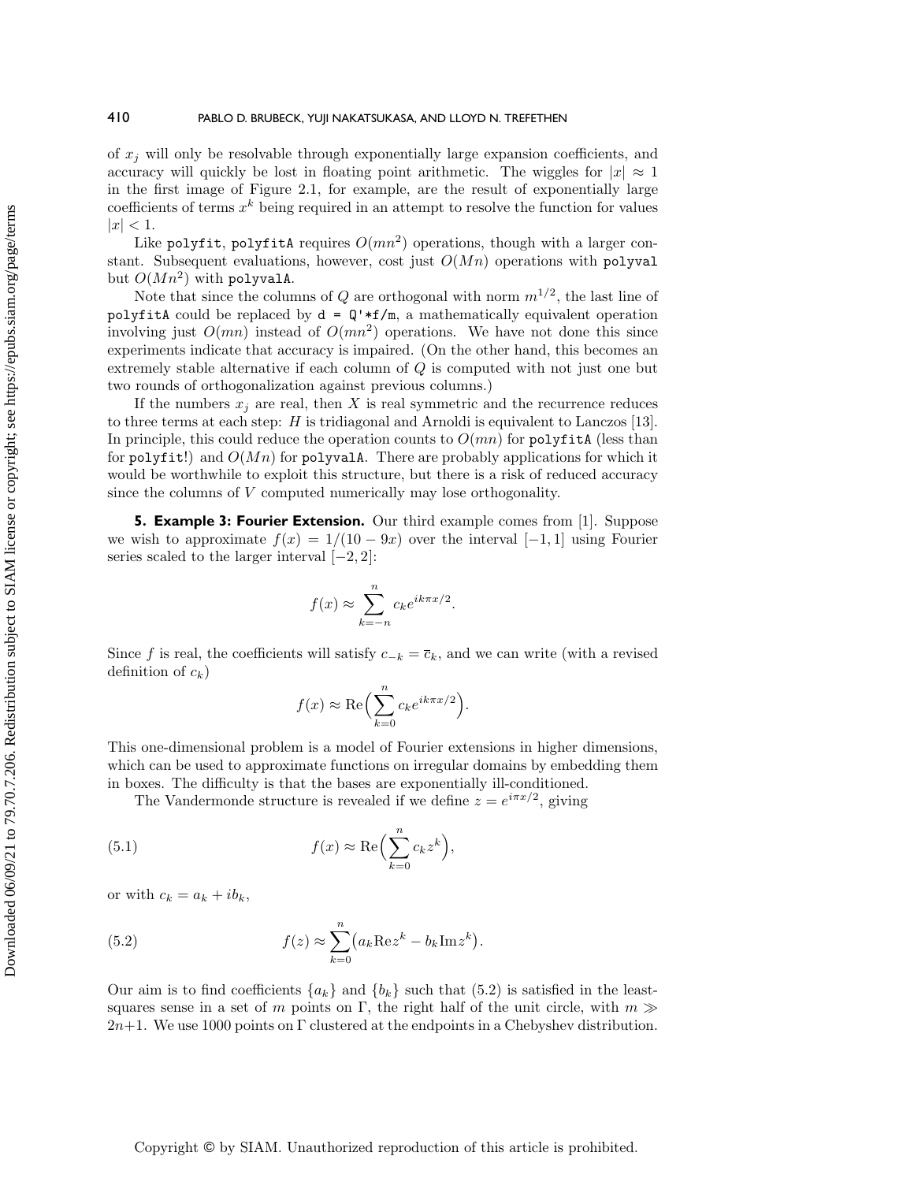of $x_j$ will only be resolvable through exponentially large expansion coefficients, and accuracy will quickly be lost in floating point arithmetic. The wiggles for $|x| \approx 1$ in the first image of Figure 2.1, for example, are the result of exponentially large coefficients of terms $x^k$ being required in an attempt to resolve the function for values $|x| < 1$.

Like `polyfit`, `polyfitA` requires $O(mn^2)$ operations, though with a larger constant. Subsequent evaluations, however, cost just $O(Mn)$ operations with `polyval` but $O(Mn^2)$ with `polyvalA`.

Note that since the columns of $Q$ are orthogonal with norm $m^{1/2}$, the last line of `polyfitA` could be replaced by `d = Q'*f/m`, a mathematically equivalent operation involving just $O(mn)$ instead of $O(mn^2)$ operations. We have not done this since experiments indicate that accuracy is impaired. (On the other hand, this becomes an extremely stable alternative if each column of $Q$ is computed with not just one but two rounds of orthogonalization against previous columns.)

If the numbers $x_j$ are real, then $X$ is real symmetric and the recurrence reduces to three terms at each step: $H$ is tridiagonal and Arnoldi is equivalent to Lanczos [13]. In principle, this could reduce the operation counts to $O(mn)$ for `polyfitA` (less than for `polyfit`!) and $O(Mn)$ for `polyvalA`. There are probably applications for which it would be worthwhile to exploit this structure, but there is a risk of reduced accuracy since the columns of $V$ computed numerically may lose orthogonality.

## 5. Example 3: Fourier Extension.

Our third example comes from [1]. Suppose we wish to approximate $f(x) = 1/(10 - 9x)$ over the interval $[-1, 1]$ using Fourier series scaled to the larger interval $[-2, 2]$:

$$f(x) \approx \sum_{k=-n}^{n} c_k e^{ik\pi x/2}.$$

Since $f$ is real, the coefficients will satisfy $c_{-k} = \overline{c}_k$, and we can write (with a revised definition of $c_k$)

$$f(x) \approx \mathrm{Re}\Big( \sum_{k=0}^{n} c_k e^{ik\pi x/2} \Big).$$

This one-dimensional problem is a model of Fourier extensions in higher dimensions, which can be used to approximate functions on irregular domains by embedding them in boxes. The difficulty is that the bases are exponentially ill-conditioned.

The Vandermonde structure is revealed if we define $z = e^{i\pi x/2}$, giving

$$f(x) \approx \mathrm{Re}\Big( \sum_{k=0}^{n} c_k z^k \Big), \tag{5.1}$$

or with $c_k = a_k + ib_k$,

$$f(z) \approx \sum_{k=0}^{n} \big( a_k \mathrm{Re} z^k - b_k \mathrm{Im} z^k \big). \tag{5.2}$$

Our aim is to find coefficients $\{a_k\}$ and $\{b_k\}$ such that (5.2) is satisfied in the least-squares sense in a set of $m$ points on $\Gamma$, the right half of the unit circle, with $m \gg 2n+1$. We use 1000 points on $\Gamma$ clustered at the endpoints in a Chebyshev distribution.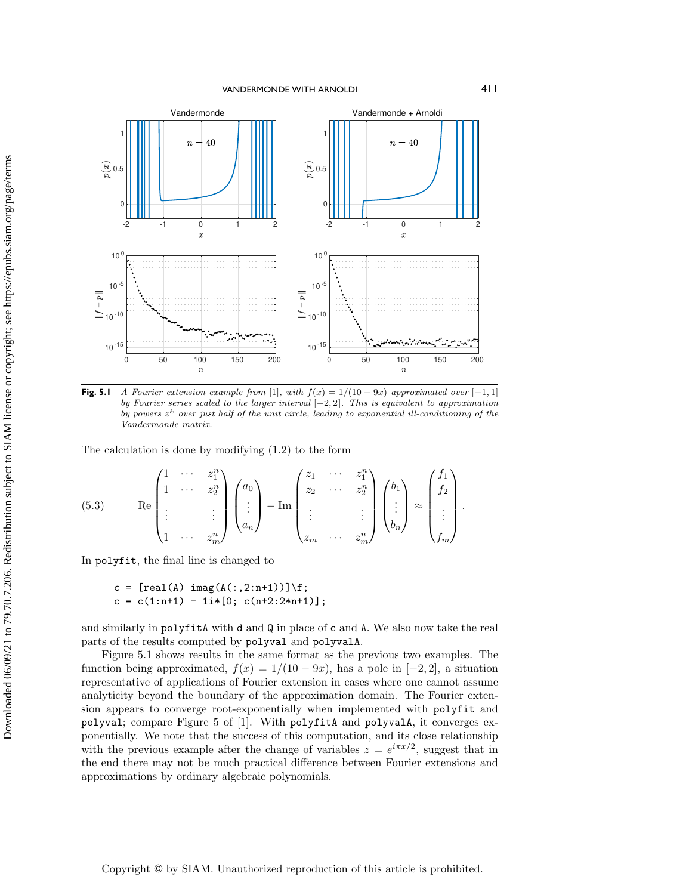**Fig. 5.1** *A Fourier extension example from [1], with $f(x) = 1/(10-9x)$ approximated over $[-1,1]$ by Fourier series scaled to the larger interval $[-2,2]$. This is equivalent to approximation by powers $z^k$ over just half of the unit circle, leading to exponential ill-conditioning of the Vandermonde matrix.*

The calculation is done by modifying (1.2) to the form

$$
\text{(5.3)} \qquad \operatorname{Re}\begin{pmatrix} 1 & \cdots & z_1^n \\ 1 & \cdots & z_2^n \\ \vdots & & \vdots \\ 1 & \cdots & z_m^n \end{pmatrix} \begin{pmatrix} a_0 \\ \vdots \\ a_n \end{pmatrix} - \operatorname{Im}\begin{pmatrix} z_1 & \cdots & z_1^n \\ z_2 & \cdots & z_2^n \\ \vdots & & \vdots \\ z_m & \cdots & z_m^n \end{pmatrix} \begin{pmatrix} b_1 \\ \vdots \\ b_n \end{pmatrix} \approx \begin{pmatrix} f_1 \\ f_2 \\ \vdots \\ f_m \end{pmatrix}.
$$

In `polyfit`, the final line is changed to

```
c = [real(A) imag(A(:,2:n+1))]\f;
c = c(1:n+1) - 1i*[0; c(n+2:2*n+1)];
```

and similarly in `polyfitA` with `d` and `Q` in place of `c` and `A`. We also now take the real parts of the results computed by `polyval` and `polyvalA`.

Figure 5.1 shows results in the same format as the previous two examples. The function being approximated, $f(x) = 1/(10-9x)$, has a pole in $[-2,2]$, a situation representative of applications of Fourier extension in cases where one cannot assume analyticity beyond the boundary of the approximation domain. The Fourier extension appears to converge root-exponentially when implemented with `polyfit` and `polyval`; compare Figure 5 of [1]. With `polyfitA` and `polyvalA`, it converges exponentially. We note that the success of this computation, and its close relationship with the previous example after the change of variables $z = e^{i\pi x/2}$, suggest that in the end there may not be much practical difference between Fourier extensions and approximations by ordinary algebraic polynomials.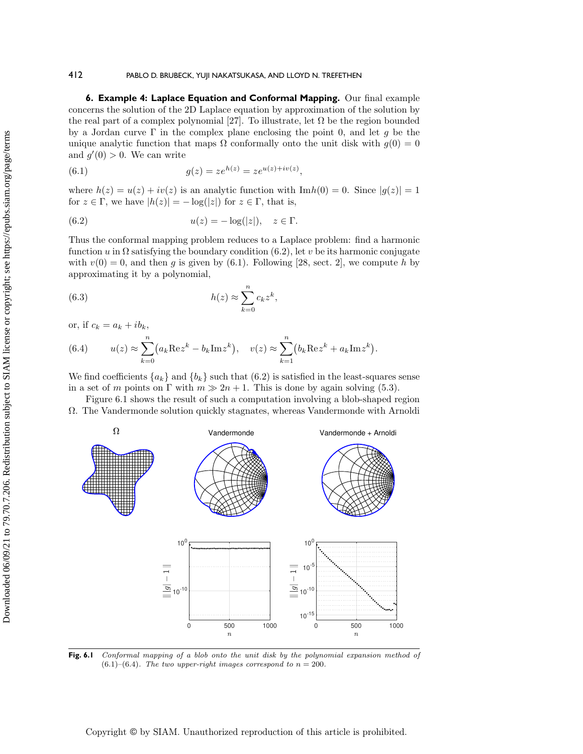## 6. Example 4: Laplace Equation and Conformal Mapping.

Our final example concerns the solution of the 2D Laplace equation by approximation of the solution by the real part of a complex polynomial [27]. To illustrate, let $\Omega$ be the region bounded by a Jordan curve $\Gamma$ in the complex plane enclosing the point 0, and let $g$ be the unique analytic function that maps $\Omega$ conformally onto the unit disk with $g(0) = 0$ and $g'(0) > 0$. We can write

$$g(z) = ze^{h(z)} = ze^{u(z)+iv(z)}, \tag{6.1}$$

where $h(z) = u(z) + iv(z)$ is an analytic function with $\text{Im}h(0) = 0$. Since $|g(z)| = 1$ for $z \in \Gamma$, we have $|h(z)| = -\log(|z|)$ for $z \in \Gamma$, that is,

$$u(z) = -\log(|z|), \quad z \in \Gamma. \tag{6.2}$$

Thus the conformal mapping problem reduces to a Laplace problem: find a harmonic function $u$ in $\Omega$ satisfying the boundary condition (6.2), let $v$ be its harmonic conjugate with $v(0) = 0$, and then $g$ is given by (6.1). Following [28, sect. 2], we compute $h$ by approximating it by a polynomial,

$$h(z) \approx \sum_{k=0}^{n} c_k z^k, \tag{6.3}$$

or, if $c_k = a_k + ib_k$,

$$u(z) \approx \sum_{k=0}^{n} \big(a_k \text{Re} z^k - b_k \text{Im} z^k\big), \quad v(z) \approx \sum_{k=1}^{n} \big(b_k \text{Re} z^k + a_k \text{Im} z^k\big). \tag{6.4}$$

We find coefficients $\{a_k\}$ and $\{b_k\}$ such that (6.2) is satisfied in the least-squares sense in a set of $m$ points on $\Gamma$ with $m \gg 2n + 1$. This is done by again solving (5.3).

Figure 6.1 shows the result of such a computation involving a blob-shaped region $\Omega$. The Vandermonde solution quickly stagnates, whereas Vandermonde with Arnoldi

**Fig. 6.1** *Conformal mapping of a blob onto the unit disk by the polynomial expansion method of (6.1)–(6.4). The two upper-right images correspond to $n = 200$.*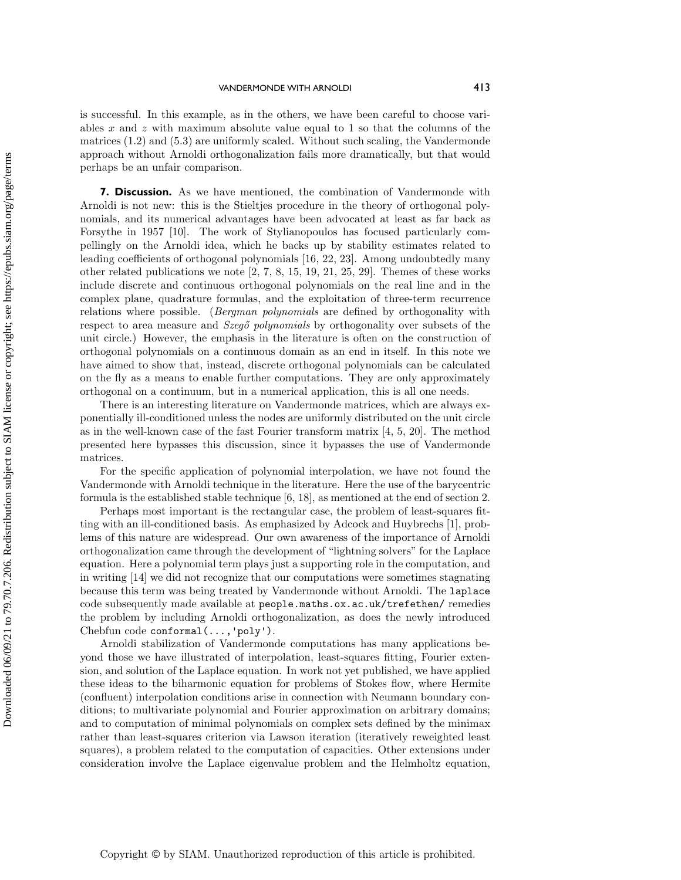is successful. In this example, as in the others, we have been careful to choose variables $x$ and $z$ with maximum absolute value equal to 1 so that the columns of the matrices (1.2) and (5.3) are uniformly scaled. Without such scaling, the Vandermonde approach without Arnoldi orthogonalization fails more dramatically, but that would perhaps be an unfair comparison.

## 7. Discussion.

As we have mentioned, the combination of Vandermonde with Arnoldi is not new: this is the Stieltjes procedure in the theory of orthogonal polynomials, and its numerical advantages have been advocated at least as far back as Forsythe in 1957 [10]. The work of Stylianopoulos has focused particularly compellingly on the Arnoldi idea, which he backs up by stability estimates related to leading coefficients of orthogonal polynomials [16, 22, 23]. Among undoubtedly many other related publications we note [2, 7, 8, 15, 19, 21, 25, 29]. Themes of these works include discrete and continuous orthogonal polynomials on the real line and in the complex plane, quadrature formulas, and the exploitation of three-term recurrence relations where possible. (*Bergman polynomials* are defined by orthogonality with respect to area measure and *Szegő polynomials* by orthogonality over subsets of the unit circle.) However, the emphasis in the literature is often on the construction of orthogonal polynomials on a continuous domain as an end in itself. In this note we have aimed to show that, instead, discrete orthogonal polynomials can be calculated on the fly as a means to enable further computations. They are only approximately orthogonal on a continuum, but in a numerical application, this is all one needs.

There is an interesting literature on Vandermonde matrices, which are always exponentially ill-conditioned unless the nodes are uniformly distributed on the unit circle as in the well-known case of the fast Fourier transform matrix [4, 5, 20]. The method presented here bypasses this discussion, since it bypasses the use of Vandermonde matrices.

For the specific application of polynomial interpolation, we have not found the Vandermonde with Arnoldi technique in the literature. Here the use of the barycentric formula is the established stable technique [6, 18], as mentioned at the end of section 2.

Perhaps most important is the rectangular case, the problem of least-squares fitting with an ill-conditioned basis. As emphasized by Adcock and Huybrechs [1], problems of this nature are widespread. Our own awareness of the importance of Arnoldi orthogonalization came through the development of "lightning solvers" for the Laplace equation. Here a polynomial term plays just a supporting role in the computation, and in writing [14] we did not recognize that our computations were sometimes stagnating because this term was being treated by Vandermonde without Arnoldi. The `laplace` code subsequently made available at `people.maths.ox.ac.uk/trefethen/` remedies the problem by including Arnoldi orthogonalization, as does the newly introduced Chebfun code `conformal(...,'poly')`.

Arnoldi stabilization of Vandermonde computations has many applications beyond those we have illustrated of interpolation, least-squares fitting, Fourier extension, and solution of the Laplace equation. In work not yet published, we have applied these ideas to the biharmonic equation for problems of Stokes flow, where Hermite (confluent) interpolation conditions arise in connection with Neumann boundary conditions; to multivariate polynomial and Fourier approximation on arbitrary domains; and to computation of minimal polynomials on complex sets defined by the minimax rather than least-squares criterion via Lawson iteration (iteratively reweighted least squares), a problem related to the computation of capacities. Other extensions under consideration involve the Laplace eigenvalue problem and the Helmholtz equation,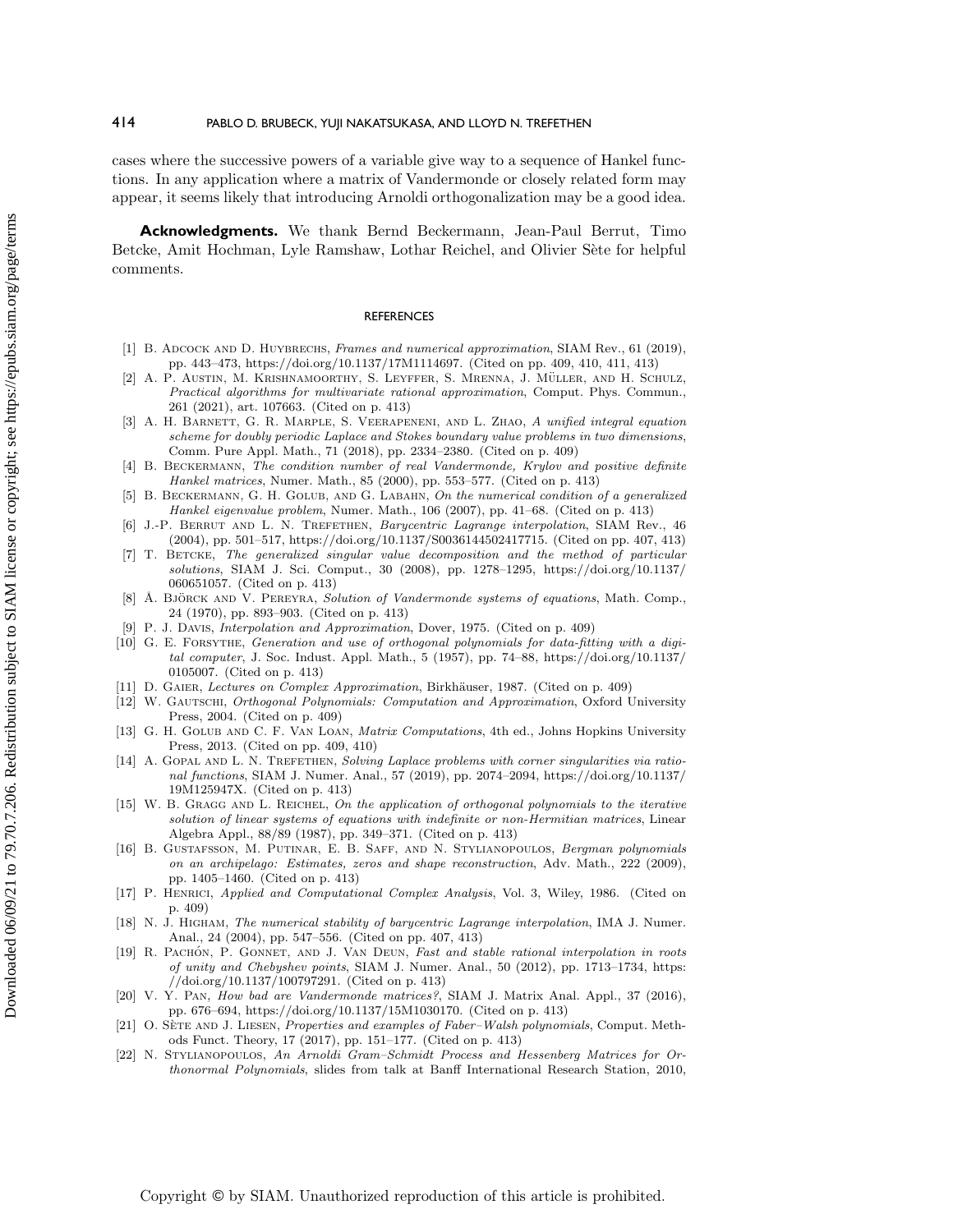cases where the successive powers of a variable give way to a sequence of Hankel functions. In any application where a matrix of Vandermonde or closely related form may appear, it seems likely that introducing Arnoldi orthogonalization may be a good idea.

**Acknowledgments.** We thank Bernd Beckermann, Jean-Paul Berrut, Timo Betcke, Amit Hochman, Lyle Ramshaw, Lothar Reichel, and Olivier Sète for helpful comments.

## REFERENCES

[1] B. Adcock and D. Huybrechs, *Frames and numerical approximation*, SIAM Rev., 61 (2019), pp. 443–473, https://doi.org/10.1137/17M1114697. (Cited on pp. 409, 410, 411, 413)

[2] A. P. Austin, M. Krishnamoorthy, S. Leyffer, S. Mrenna, J. Müller, and H. Schulz, *Practical algorithms for multivariate rational approximation*, Comput. Phys. Commun., 261 (2021), art. 107663. (Cited on p. 413)

[3] A. H. Barnett, G. R. Marple, S. Veerapeneni, and L. Zhao, *A unified integral equation scheme for doubly periodic Laplace and Stokes boundary value problems in two dimensions*, Comm. Pure Appl. Math., 71 (2018), pp. 2334–2380. (Cited on p. 409)

[4] B. Beckermann, *The condition number of real Vandermonde, Krylov and positive definite Hankel matrices*, Numer. Math., 85 (2000), pp. 553–577. (Cited on p. 413)

[5] B. Beckermann, G. H. Golub, and G. Labahn, *On the numerical condition of a generalized Hankel eigenvalue problem*, Numer. Math., 106 (2007), pp. 41–68. (Cited on p. 413)

[6] J.-P. Berrut and L. N. Trefethen, *Barycentric Lagrange interpolation*, SIAM Rev., 46 (2004), pp. 501–517, https://doi.org/10.1137/S0036144502417715. (Cited on pp. 407, 413)

[7] T. Betcke, *The generalized singular value decomposition and the method of particular solutions*, SIAM J. Sci. Comput., 30 (2008), pp. 1278–1295, https://doi.org/10.1137/060651057. (Cited on p. 413)

[8] Å. Björck and V. Pereyra, *Solution of Vandermonde systems of equations*, Math. Comp., 24 (1970), pp. 893–903. (Cited on p. 413)

[9] P. J. Davis, *Interpolation and Approximation*, Dover, 1975. (Cited on p. 409)

[10] G. E. Forsythe, *Generation and use of orthogonal polynomials for data-fitting with a digital computer*, J. Soc. Indust. Appl. Math., 5 (1957), pp. 74–88, https://doi.org/10.1137/0105007. (Cited on p. 413)

[11] D. Gaier, *Lectures on Complex Approximation*, Birkhäuser, 1987. (Cited on p. 409)

[12] W. Gautschi, *Orthogonal Polynomials: Computation and Approximation*, Oxford University Press, 2004. (Cited on p. 409)

[13] G. H. Golub and C. F. Van Loan, *Matrix Computations*, 4th ed., Johns Hopkins University Press, 2013. (Cited on pp. 409, 410)

[14] A. Gopal and L. N. Trefethen, *Solving Laplace problems with corner singularities via rational functions*, SIAM J. Numer. Anal., 57 (2019), pp. 2074–2094, https://doi.org/10.1137/19M125947X. (Cited on p. 413)

[15] W. B. Gragg and L. Reichel, *On the application of orthogonal polynomials to the iterative solution of linear systems of equations with indefinite or non-Hermitian matrices*, Linear Algebra Appl., 88/89 (1987), pp. 349–371. (Cited on p. 413)

[16] B. Gustafsson, M. Putinar, E. B. Saff, and N. Stylianopoulos, *Bergman polynomials on an archipelago: Estimates, zeros and shape reconstruction*, Adv. Math., 222 (2009), pp. 1405–1460. (Cited on p. 413)

[17] P. Henrici, *Applied and Computational Complex Analysis*, Vol. 3, Wiley, 1986. (Cited on p. 409)

[18] N. J. Higham, *The numerical stability of barycentric Lagrange interpolation*, IMA J. Numer. Anal., 24 (2004), pp. 547–556. (Cited on pp. 407, 413)

[19] R. Pachón, P. Gonnet, and J. Van Deun, *Fast and stable rational interpolation in roots of unity and Chebyshev points*, SIAM J. Numer. Anal., 50 (2012), pp. 1713–1734, https://doi.org/10.1137/100797291. (Cited on p. 413)

[20] V. Y. Pan, *How bad are Vandermonde matrices?*, SIAM J. Matrix Anal. Appl., 37 (2016), pp. 676–694, https://doi.org/10.1137/15M1030170. (Cited on p. 413)

[21] O. Sète and J. Liesen, *Properties and examples of Faber–Walsh polynomials*, Comput. Methods Funct. Theory, 17 (2017), pp. 151–177. (Cited on p. 413)

[22] N. Stylianopoulos, *An Arnoldi Gram–Schmidt Process and Hessenberg Matrices for Orthonormal Polynomials*, slides from talk at Banff International Research Station, 2010,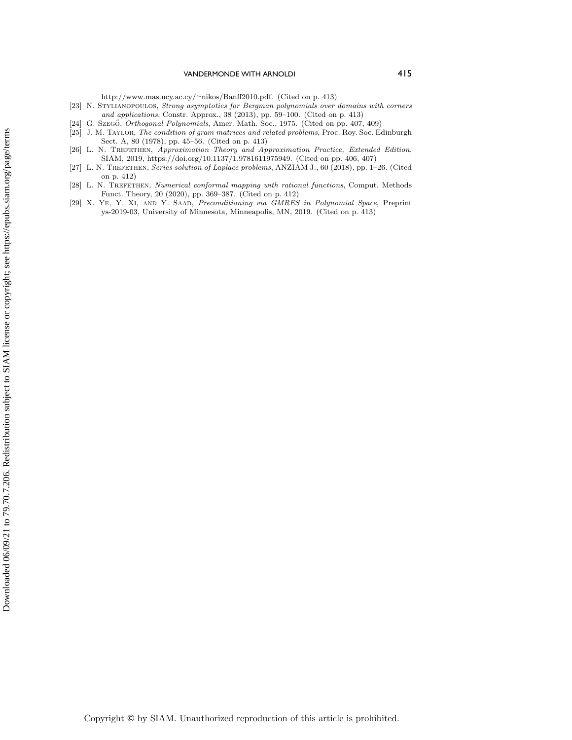http://www.mas.ucy.ac.cy/~nikos/Banff2010.pdf. (Cited on p. 413)

[23] N. Stylianopoulos, *Strong asymptotics for Bergman polynomials over domains with corners and applications*, Constr. Approx., 38 (2013), pp. 59–100. (Cited on p. 413)

[24] G. Szegő, *Orthogonal Polynomials*, Amer. Math. Soc., 1975. (Cited on pp. 407, 409)

[25] J. M. Taylor, *The condition of gram matrices and related problems*, Proc. Roy. Soc. Edinburgh Sect. A, 80 (1978), pp. 45–56. (Cited on p. 413)

[26] L. N. Trefethen, *Approximation Theory and Approximation Practice, Extended Edition*, SIAM, 2019, https://doi.org/10.1137/1.9781611975949. (Cited on pp. 406, 407)

[27] L. N. Trefethen, *Series solution of Laplace problems*, ANZIAM J., 60 (2018), pp. 1–26. (Cited on p. 412)

[28] L. N. Trefethen, *Numerical conformal mapping with rational functions*, Comput. Methods Funct. Theory, 20 (2020), pp. 369–387. (Cited on p. 412)

[29] X. Ye, Y. Xi, and Y. Saad, *Preconditioning via GMRES in Polynomial Space*, Preprint ys-2019-03, University of Minnesota, Minneapolis, MN, 2019. (Cited on p. 413)